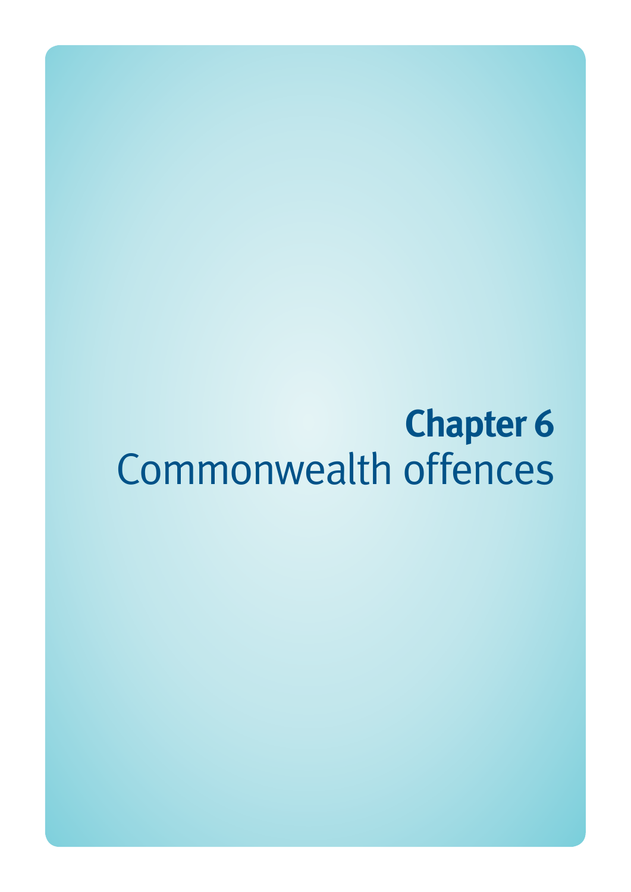# Chapter 6
Commonwealth offences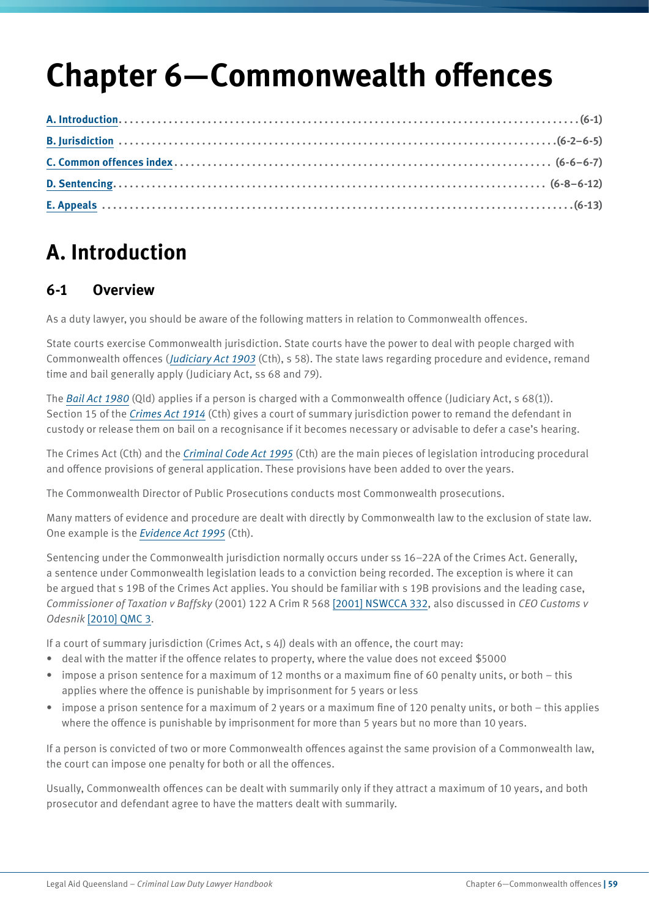# Chapter 6—Commonwealth offences

[A. Introduction](#) . . . . . . . . . . . . . . . . . . . . . . . . . . . . . . . . . . . . . . . . (6-1)
[B. Jurisdiction](#) . . . . . . . . . . . . . . . . . . . . . . . . . . . . . . . . . . . . . . (6-2–6-5)
[C. Common offences index](#) . . . . . . . . . . . . . . . . . . . . . . . . . . . . . . (6-6–6-7)
[D. Sentencing](#) . . . . . . . . . . . . . . . . . . . . . . . . . . . . . . . . . . . . . . (6-8–6-12)
[E. Appeals](#) . . . . . . . . . . . . . . . . . . . . . . . . . . . . . . . . . . . . . . . . . (6-13)

## A. Introduction

### 6-1 Overview

As a duty lawyer, you should be aware of the following matters in relation to Commonwealth offences.

State courts exercise Commonwealth jurisdiction. State courts have the power to deal with people charged with Commonwealth offences (*Judiciary Act 1903* (Cth), s 58). The state laws regarding procedure and evidence, remand time and bail generally apply (Judiciary Act, ss 68 and 79).

The *Bail Act 1980* (Qld) applies if a person is charged with a Commonwealth offence (Judiciary Act, s 68(1)). Section 15 of the *Crimes Act 1914* (Cth) gives a court of summary jurisdiction power to remand the defendant in custody or release them on bail on a recognisance if it becomes necessary or advisable to defer a case's hearing.

The Crimes Act (Cth) and the *Criminal Code Act 1995* (Cth) are the main pieces of legislation introducing procedural and offence provisions of general application. These provisions have been added to over the years.

The Commonwealth Director of Public Prosecutions conducts most Commonwealth prosecutions.

Many matters of evidence and procedure are dealt with directly by Commonwealth law to the exclusion of state law. One example is the *Evidence Act 1995* (Cth).

Sentencing under the Commonwealth jurisdiction normally occurs under ss 16–22A of the Crimes Act. Generally, a sentence under Commonwealth legislation leads to a conviction being recorded. The exception is where it can be argued that s 19B of the Crimes Act applies. You should be familiar with s 19B provisions and the leading case, *Commissioner of Taxation v Baffsky* (2001) 122 A Crim R 568 [2001] NSWCCA 332, also discussed in *CEO Customs v Odesnik* [2010] QMC 3.

If a court of summary jurisdiction (Crimes Act, s 4J) deals with an offence, the court may:

- deal with the matter if the offence relates to property, where the value does not exceed $5000
- impose a prison sentence for a maximum of 12 months or a maximum fine of 60 penalty units, or both – this applies where the offence is punishable by imprisonment for 5 years or less
- impose a prison sentence for a maximum of 2 years or a maximum fine of 120 penalty units, or both – this applies where the offence is punishable by imprisonment for more than 5 years but no more than 10 years.

If a person is convicted of two or more Commonwealth offences against the same provision of a Commonwealth law, the court can impose one penalty for both or all the offences.

Usually, Commonwealth offences can be dealt with summarily only if they attract a maximum of 10 years, and both prosecutor and defendant agree to have the matters dealt with summarily.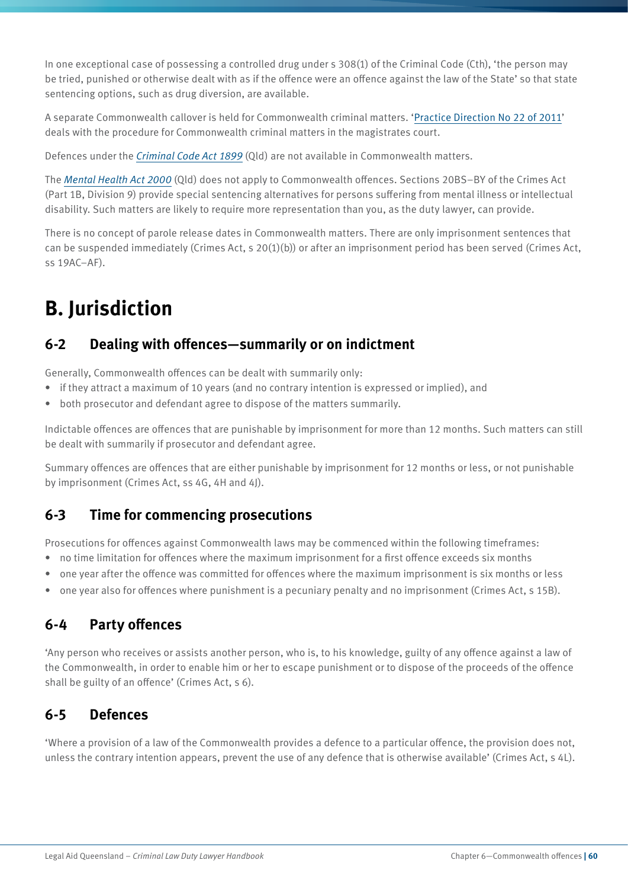In one exceptional case of possessing a controlled drug under s 308(1) of the Criminal Code (Cth), 'the person may be tried, punished or otherwise dealt with as if the offence were an offence against the law of the State' so that state sentencing options, such as drug diversion, are available.

A separate Commonwealth callover is held for Commonwealth criminal matters. 'Practice Direction No 22 of 2011' deals with the procedure for Commonwealth criminal matters in the magistrates court.

Defences under the *Criminal Code Act 1899* (Qld) are not available in Commonwealth matters.

The *Mental Health Act 2000* (Qld) does not apply to Commonwealth offences. Sections 20BS–BY of the Crimes Act (Part 1B, Division 9) provide special sentencing alternatives for persons suffering from mental illness or intellectual disability. Such matters are likely to require more representation than you, as the duty lawyer, can provide.

There is no concept of parole release dates in Commonwealth matters. There are only imprisonment sentences that can be suspended immediately (Crimes Act, s 20(1)(b)) or after an imprisonment period has been served (Crimes Act, ss 19AC–AF).

# B. Jurisdiction

## 6-2 Dealing with offences—summarily or on indictment

Generally, Commonwealth offences can be dealt with summarily only:

- if they attract a maximum of 10 years (and no contrary intention is expressed or implied), and
- both prosecutor and defendant agree to dispose of the matters summarily.

Indictable offences are offences that are punishable by imprisonment for more than 12 months. Such matters can still be dealt with summarily if prosecutor and defendant agree.

Summary offences are offences that are either punishable by imprisonment for 12 months or less, or not punishable by imprisonment (Crimes Act, ss 4G, 4H and 4J).

## 6-3 Time for commencing prosecutions

Prosecutions for offences against Commonwealth laws may be commenced within the following timeframes:

- no time limitation for offences where the maximum imprisonment for a first offence exceeds six months
- one year after the offence was committed for offences where the maximum imprisonment is six months or less
- one year also for offences where punishment is a pecuniary penalty and no imprisonment (Crimes Act, s 15B).

## 6-4 Party offences

'Any person who receives or assists another person, who is, to his knowledge, guilty of any offence against a law of the Commonwealth, in order to enable him or her to escape punishment or to dispose of the proceeds of the offence shall be guilty of an offence' (Crimes Act, s 6).

## 6-5 Defences

'Where a provision of a law of the Commonwealth provides a defence to a particular offence, the provision does not, unless the contrary intention appears, prevent the use of any defence that is otherwise available' (Crimes Act, s 4L).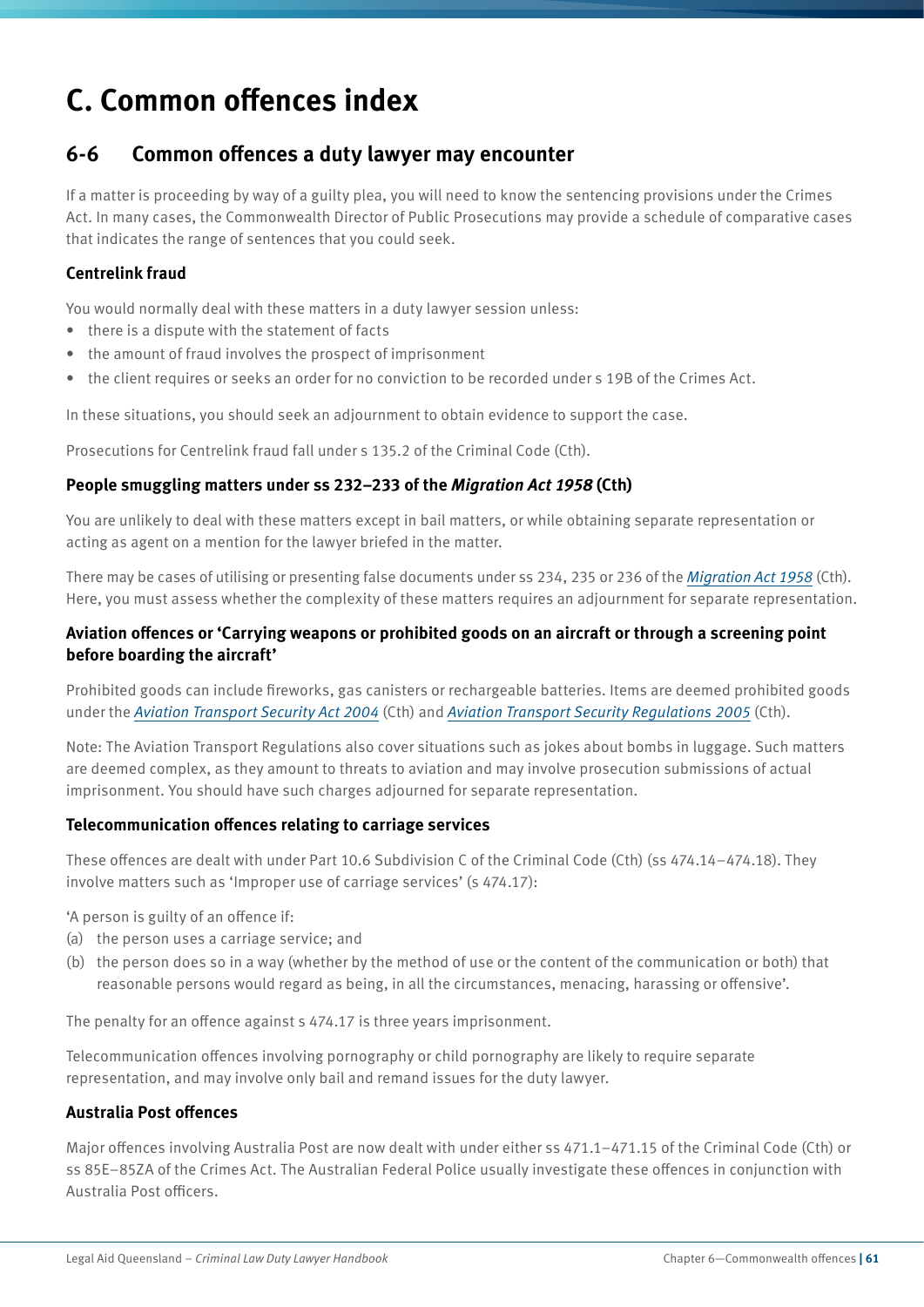# C. Common offences index

## 6-6 Common offences a duty lawyer may encounter

If a matter is proceeding by way of a guilty plea, you will need to know the sentencing provisions under the Crimes Act. In many cases, the Commonwealth Director of Public Prosecutions may provide a schedule of comparative cases that indicates the range of sentences that you could seek.

### Centrelink fraud

You would normally deal with these matters in a duty lawyer session unless:

- there is a dispute with the statement of facts
- the amount of fraud involves the prospect of imprisonment
- the client requires or seeks an order for no conviction to be recorded under s 19B of the Crimes Act.

In these situations, you should seek an adjournment to obtain evidence to support the case.

Prosecutions for Centrelink fraud fall under s 135.2 of the Criminal Code (Cth).

### People smuggling matters under ss 232–233 of the *Migration Act 1958* (Cth)

You are unlikely to deal with these matters except in bail matters, or while obtaining separate representation or acting as agent on a mention for the lawyer briefed in the matter.

There may be cases of utilising or presenting false documents under ss 234, 235 or 236 of the *Migration Act 1958* (Cth). Here, you must assess whether the complexity of these matters requires an adjournment for separate representation.

### Aviation offences or 'Carrying weapons or prohibited goods on an aircraft or through a screening point before boarding the aircraft'

Prohibited goods can include fireworks, gas canisters or rechargeable batteries. Items are deemed prohibited goods under the *Aviation Transport Security Act 2004* (Cth) and *Aviation Transport Security Regulations 2005* (Cth).

Note: The Aviation Transport Regulations also cover situations such as jokes about bombs in luggage. Such matters are deemed complex, as they amount to threats to aviation and may involve prosecution submissions of actual imprisonment. You should have such charges adjourned for separate representation.

### Telecommunication offences relating to carriage services

These offences are dealt with under Part 10.6 Subdivision C of the Criminal Code (Cth) (ss 474.14–474.18). They involve matters such as 'Improper use of carriage services' (s 474.17):

'A person is guilty of an offence if:

(a) the person uses a carriage service; and
(b) the person does so in a way (whether by the method of use or the content of the communication or both) that reasonable persons would regard as being, in all the circumstances, menacing, harassing or offensive'.

The penalty for an offence against s 474.17 is three years imprisonment.

Telecommunication offences involving pornography or child pornography are likely to require separate representation, and may involve only bail and remand issues for the duty lawyer.

### Australia Post offences

Major offences involving Australia Post are now dealt with under either ss 471.1–471.15 of the Criminal Code (Cth) or ss 85E–85ZA of the Crimes Act. The Australian Federal Police usually investigate these offences in conjunction with Australia Post officers.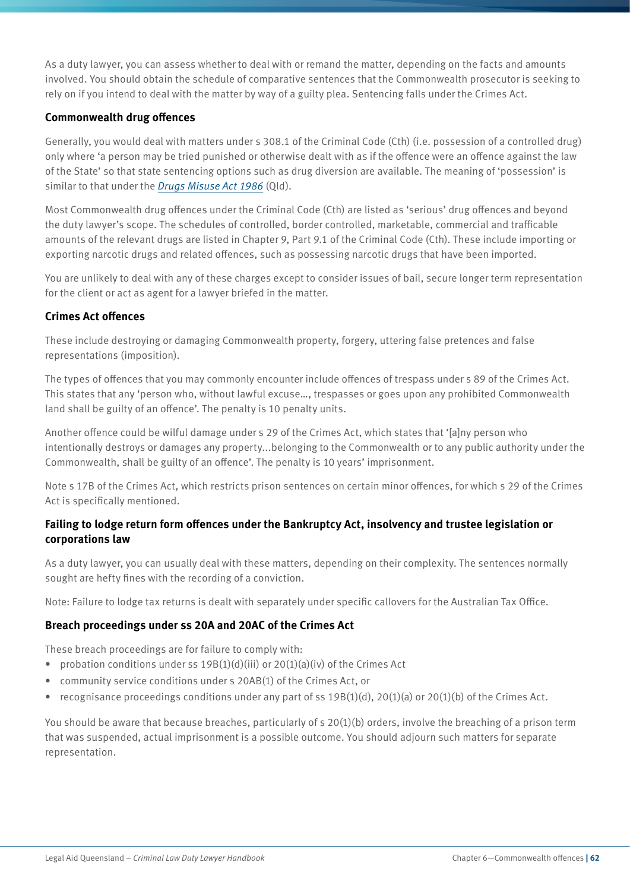As a duty lawyer, you can assess whether to deal with or remand the matter, depending on the facts and amounts involved. You should obtain the schedule of comparative sentences that the Commonwealth prosecutor is seeking to rely on if you intend to deal with the matter by way of a guilty plea. Sentencing falls under the Crimes Act.

### Commonwealth drug offences

Generally, you would deal with matters under s 308.1 of the Criminal Code (Cth) (i.e. possession of a controlled drug) only where 'a person may be tried punished or otherwise dealt with as if the offence were an offence against the law of the State' so that state sentencing options such as drug diversion are available. The meaning of 'possession' is similar to that under the *Drugs Misuse Act 1986* (Qld).

Most Commonwealth drug offences under the Criminal Code (Cth) are listed as 'serious' drug offences and beyond the duty lawyer's scope. The schedules of controlled, border controlled, marketable, commercial and trafficable amounts of the relevant drugs are listed in Chapter 9, Part 9.1 of the Criminal Code (Cth). These include importing or exporting narcotic drugs and related offences, such as possessing narcotic drugs that have been imported.

You are unlikely to deal with any of these charges except to consider issues of bail, secure longer term representation for the client or act as agent for a lawyer briefed in the matter.

### Crimes Act offences

These include destroying or damaging Commonwealth property, forgery, uttering false pretences and false representations (imposition).

The types of offences that you may commonly encounter include offences of trespass under s 89 of the Crimes Act. This states that any 'person who, without lawful excuse…, trespasses or goes upon any prohibited Commonwealth land shall be guilty of an offence'. The penalty is 10 penalty units.

Another offence could be wilful damage under s 29 of the Crimes Act, which states that '[a]ny person who intentionally destroys or damages any property...belonging to the Commonwealth or to any public authority under the Commonwealth, shall be guilty of an offence'. The penalty is 10 years' imprisonment.

Note s 17B of the Crimes Act, which restricts prison sentences on certain minor offences, for which s 29 of the Crimes Act is specifically mentioned.

### Failing to lodge return form offences under the Bankruptcy Act, insolvency and trustee legislation or corporations law

As a duty lawyer, you can usually deal with these matters, depending on their complexity. The sentences normally sought are hefty fines with the recording of a conviction.

Note: Failure to lodge tax returns is dealt with separately under specific callovers for the Australian Tax Office.

### Breach proceedings under ss 20A and 20AC of the Crimes Act

These breach proceedings are for failure to comply with:

- probation conditions under ss 19B(1)(d)(iii) or 20(1)(a)(iv) of the Crimes Act
- community service conditions under s 20AB(1) of the Crimes Act, or
- recognisance proceedings conditions under any part of ss 19B(1)(d), 20(1)(a) or 20(1)(b) of the Crimes Act.

You should be aware that because breaches, particularly of s 20(1)(b) orders, involve the breaching of a prison term that was suspended, actual imprisonment is a possible outcome. You should adjourn such matters for separate representation.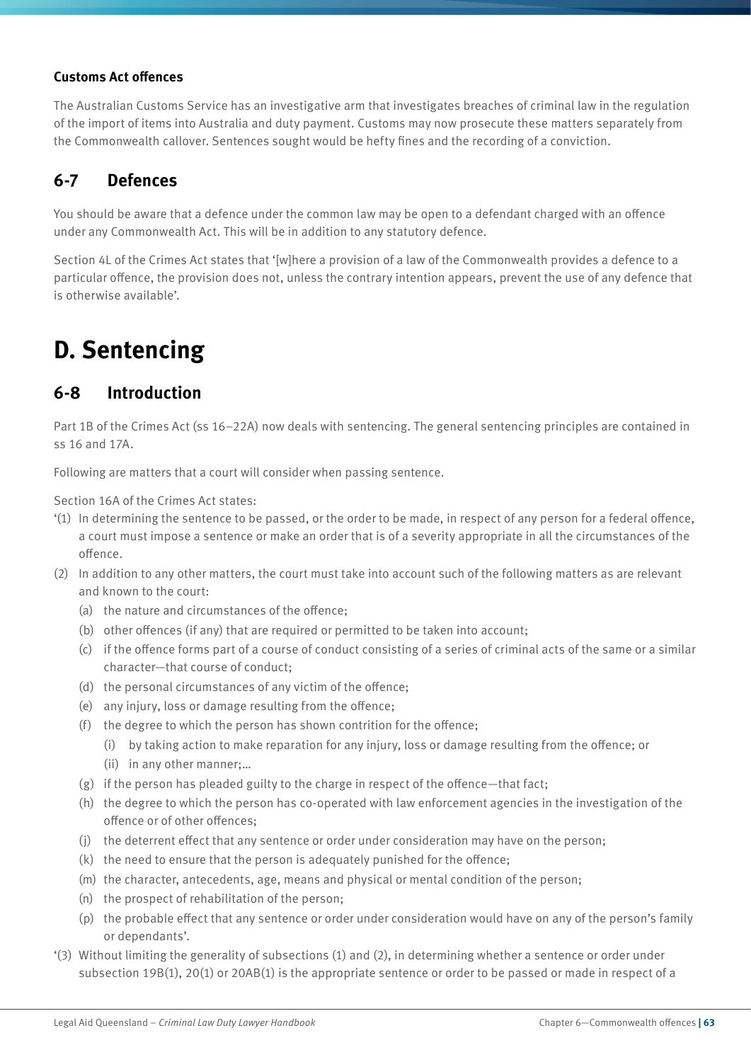### Customs Act offences

The Australian Customs Service has an investigative arm that investigates breaches of criminal law in the regulation of the import of items into Australia and duty payment. Customs may now prosecute these matters separately from the Commonwealth callover. Sentences sought would be hefty fines and the recording of a conviction.

## 6-7 Defences

You should be aware that a defence under the common law may be open to a defendant charged with an offence under any Commonwealth Act. This will be in addition to any statutory defence.

Section 4L of the Crimes Act states that '[w]here a provision of a law of the Commonwealth provides a defence to a particular offence, the provision does not, unless the contrary intention appears, prevent the use of any defence that is otherwise available'.

# D. Sentencing

## 6-8 Introduction

Part 1B of the Crimes Act (ss 16–22A) now deals with sentencing. The general sentencing principles are contained in ss 16 and 17A.

Following are matters that a court will consider when passing sentence.

Section 16A of the Crimes Act states:

'(1) In determining the sentence to be passed, or the order to be made, in respect of any person for a federal offence, a court must impose a sentence or make an order that is of a severity appropriate in all the circumstances of the offence.

(2) In addition to any other matters, the court must take into account such of the following matters as are relevant and known to the court:

- (a) the nature and circumstances of the offence;
- (b) other offences (if any) that are required or permitted to be taken into account;
- (c) if the offence forms part of a course of conduct consisting of a series of criminal acts of the same or a similar character—that course of conduct;
- (d) the personal circumstances of any victim of the offence;
- (e) any injury, loss or damage resulting from the offence;
- (f) the degree to which the person has shown contrition for the offence;
  - (i) by taking action to make reparation for any injury, loss or damage resulting from the offence; or
  - (ii) in any other manner;…
- (g) if the person has pleaded guilty to the charge in respect of the offence—that fact;
- (h) the degree to which the person has co-operated with law enforcement agencies in the investigation of the offence or of other offences;
- (j) the deterrent effect that any sentence or order under consideration may have on the person;
- (k) the need to ensure that the person is adequately punished for the offence;
- (m) the character, antecedents, age, means and physical or mental condition of the person;
- (n) the prospect of rehabilitation of the person;
- (p) the probable effect that any sentence or order under consideration would have on any of the person's family or dependants'.

'(3) Without limiting the generality of subsections (1) and (2), in determining whether a sentence or order under subsection 19B(1), 20(1) or 20AB(1) is the appropriate sentence or order to be passed or made in respect of a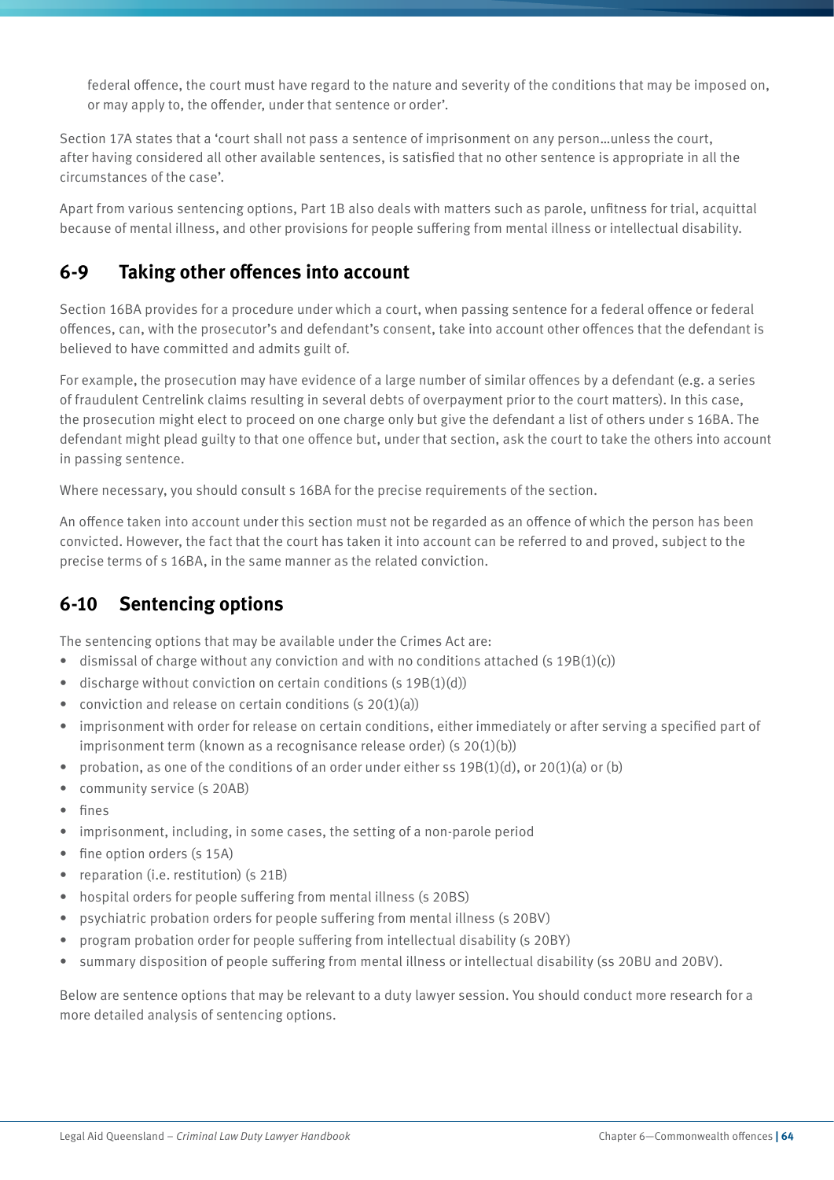federal offence, the court must have regard to the nature and severity of the conditions that may be imposed on, or may apply to, the offender, under that sentence or order'.

Section 17A states that a 'court shall not pass a sentence of imprisonment on any person…unless the court, after having considered all other available sentences, is satisfied that no other sentence is appropriate in all the circumstances of the case'.

Apart from various sentencing options, Part 1B also deals with matters such as parole, unfitness for trial, acquittal because of mental illness, and other provisions for people suffering from mental illness or intellectual disability.

## 6-9 Taking other offences into account

Section 16BA provides for a procedure under which a court, when passing sentence for a federal offence or federal offences, can, with the prosecutor's and defendant's consent, take into account other offences that the defendant is believed to have committed and admits guilt of.

For example, the prosecution may have evidence of a large number of similar offences by a defendant (e.g. a series of fraudulent Centrelink claims resulting in several debts of overpayment prior to the court matters). In this case, the prosecution might elect to proceed on one charge only but give the defendant a list of others under s 16BA. The defendant might plead guilty to that one offence but, under that section, ask the court to take the others into account in passing sentence.

Where necessary, you should consult s 16BA for the precise requirements of the section.

An offence taken into account under this section must not be regarded as an offence of which the person has been convicted. However, the fact that the court has taken it into account can be referred to and proved, subject to the precise terms of s 16BA, in the same manner as the related conviction.

## 6-10 Sentencing options

The sentencing options that may be available under the Crimes Act are:

- dismissal of charge without any conviction and with no conditions attached (s 19B(1)(c))
- discharge without conviction on certain conditions (s 19B(1)(d))
- conviction and release on certain conditions (s 20(1)(a))
- imprisonment with order for release on certain conditions, either immediately or after serving a specified part of imprisonment term (known as a recognisance release order) (s 20(1)(b))
- probation, as one of the conditions of an order under either ss 19B(1)(d), or 20(1)(a) or (b)
- community service (s 20AB)
- fines
- imprisonment, including, in some cases, the setting of a non-parole period
- fine option orders (s 15A)
- reparation (i.e. restitution) (s 21B)
- hospital orders for people suffering from mental illness (s 20BS)
- psychiatric probation orders for people suffering from mental illness (s 20BV)
- program probation order for people suffering from intellectual disability (s 20BY)
- summary disposition of people suffering from mental illness or intellectual disability (ss 20BU and 20BV).

Below are sentence options that may be relevant to a duty lawyer session. You should conduct more research for a more detailed analysis of sentencing options.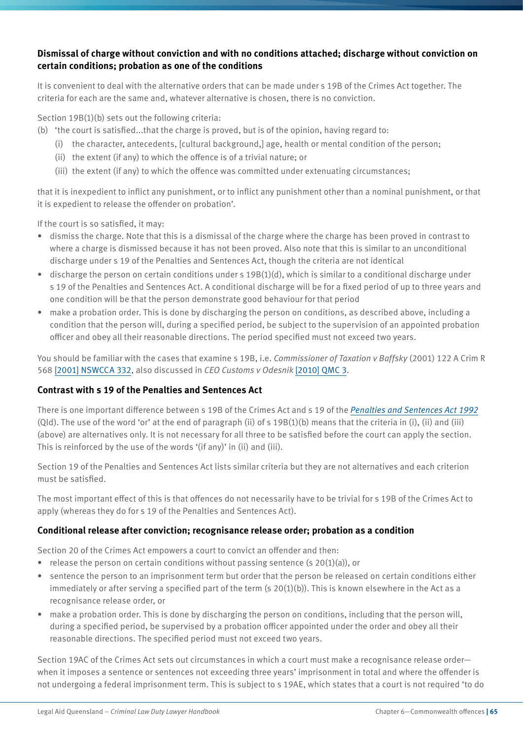### Dismissal of charge without conviction and with no conditions attached; discharge without conviction on certain conditions; probation as one of the conditions

It is convenient to deal with the alternative orders that can be made under s 19B of the Crimes Act together. The criteria for each are the same and, whatever alternative is chosen, there is no conviction.

Section 19B(1)(b) sets out the following criteria:

(b) 'the court is satisfied...that the charge is proved, but is of the opinion, having regard to:

- (i) the character, antecedents, [cultural background,] age, health or mental condition of the person;
- (ii) the extent (if any) to which the offence is of a trivial nature; or
- (iii) the extent (if any) to which the offence was committed under extenuating circumstances;

that it is inexpedient to inflict any punishment, or to inflict any punishment other than a nominal punishment, or that it is expedient to release the offender on probation'.

If the court is so satisfied, it may:

- dismiss the charge. Note that this is a dismissal of the charge where the charge has been proved in contrast to where a charge is dismissed because it has not been proved. Also note that this is similar to an unconditional discharge under s 19 of the Penalties and Sentences Act, though the criteria are not identical
- discharge the person on certain conditions under s 19B(1)(d), which is similar to a conditional discharge under s 19 of the Penalties and Sentences Act. A conditional discharge will be for a fixed period of up to three years and one condition will be that the person demonstrate good behaviour for that period
- make a probation order. This is done by discharging the person on conditions, as described above, including a condition that the person will, during a specified period, be subject to the supervision of an appointed probation officer and obey all their reasonable directions. The period specified must not exceed two years.

You should be familiar with the cases that examine s 19B, i.e. *Commissioner of Taxation v Baffsky* (2001) 122 A Crim R 568 [2001] NSWCCA 332, also discussed in *CEO Customs v Odesnik* [2010] QMC 3.

### Contrast with s 19 of the Penalties and Sentences Act

There is one important difference between s 19B of the Crimes Act and s 19 of the *Penalties and Sentences Act 1992* (Qld). The use of the word 'or' at the end of paragraph (ii) of s 19B(1)(b) means that the criteria in (i), (ii) and (iii) (above) are alternatives only. It is not necessary for all three to be satisfied before the court can apply the section. This is reinforced by the use of the words '(if any)' in (ii) and (iii).

Section 19 of the Penalties and Sentences Act lists similar criteria but they are not alternatives and each criterion must be satisfied.

The most important effect of this is that offences do not necessarily have to be trivial for s 19B of the Crimes Act to apply (whereas they do for s 19 of the Penalties and Sentences Act).

### Conditional release after conviction; recognisance release order; probation as a condition

Section 20 of the Crimes Act empowers a court to convict an offender and then:

- release the person on certain conditions without passing sentence (s 20(1)(a)), or
- sentence the person to an imprisonment term but order that the person be released on certain conditions either immediately or after serving a specified part of the term (s 20(1)(b)). This is known elsewhere in the Act as a recognisance release order, or
- make a probation order. This is done by discharging the person on conditions, including that the person will, during a specified period, be supervised by a probation officer appointed under the order and obey all their reasonable directions. The specified period must not exceed two years.

Section 19AC of the Crimes Act sets out circumstances in which a court must make a recognisance release order—when it imposes a sentence or sentences not exceeding three years' imprisonment in total and where the offender is not undergoing a federal imprisonment term. This is subject to s 19AE, which states that a court is not required 'to do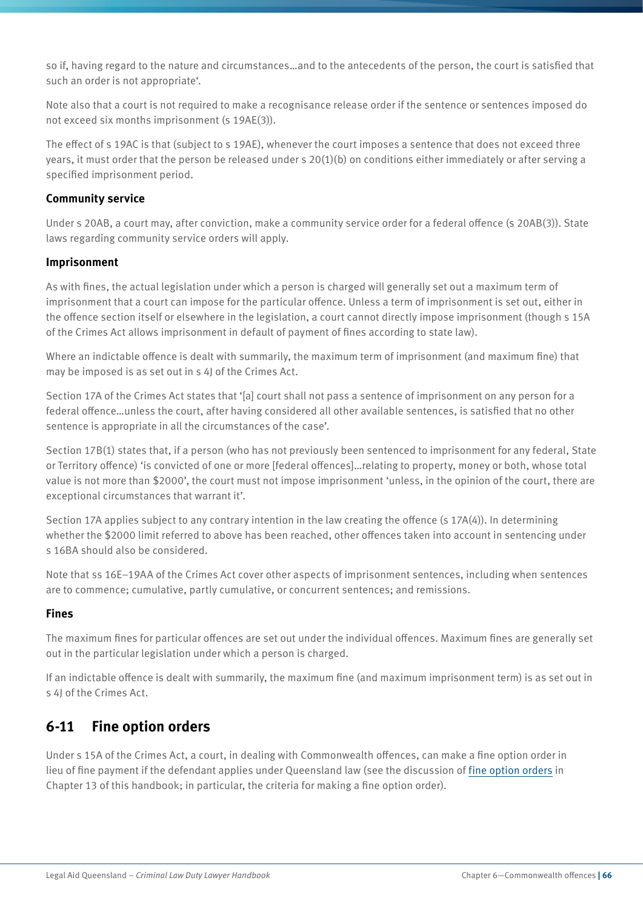so if, having regard to the nature and circumstances…and to the antecedents of the person, the court is satisfied that such an order is not appropriate'.

Note also that a court is not required to make a recognisance release order if the sentence or sentences imposed do not exceed six months imprisonment (s 19AE(3)).

The effect of s 19AC is that (subject to s 19AE), whenever the court imposes a sentence that does not exceed three years, it must order that the person be released under s 20(1)(b) on conditions either immediately or after serving a specified imprisonment period.

**Community service**

Under s 20AB, a court may, after conviction, make a community service order for a federal offence (s 20AB(3)). State laws regarding community service orders will apply.

**Imprisonment**

As with fines, the actual legislation under which a person is charged will generally set out a maximum term of imprisonment that a court can impose for the particular offence. Unless a term of imprisonment is set out, either in the offence section itself or elsewhere in the legislation, a court cannot directly impose imprisonment (though s 15A of the Crimes Act allows imprisonment in default of payment of fines according to state law).

Where an indictable offence is dealt with summarily, the maximum term of imprisonment (and maximum fine) that may be imposed is as set out in s 4J of the Crimes Act.

Section 17A of the Crimes Act states that '[a] court shall not pass a sentence of imprisonment on any person for a federal offence…unless the court, after having considered all other available sentences, is satisfied that no other sentence is appropriate in all the circumstances of the case'.

Section 17B(1) states that, if a person (who has not previously been sentenced to imprisonment for any federal, State or Territory offence) 'is convicted of one or more [federal offences]…relating to property, money or both, whose total value is not more than $2000', the court must not impose imprisonment 'unless, in the opinion of the court, there are exceptional circumstances that warrant it'.

Section 17A applies subject to any contrary intention in the law creating the offence (s 17A(4)). In determining whether the $2000 limit referred to above has been reached, other offences taken into account in sentencing under s 16BA should also be considered.

Note that ss 16E–19AA of the Crimes Act cover other aspects of imprisonment sentences, including when sentences are to commence; cumulative, partly cumulative, or concurrent sentences; and remissions.

**Fines**

The maximum fines for particular offences are set out under the individual offences. Maximum fines are generally set out in the particular legislation under which a person is charged.

If an indictable offence is dealt with summarily, the maximum fine (and maximum imprisonment term) is as set out in s 4J of the Crimes Act.

## 6-11 Fine option orders

Under s 15A of the Crimes Act, a court, in dealing with Commonwealth offences, can make a fine option order in lieu of fine payment if the defendant applies under Queensland law (see the discussion of fine option orders in Chapter 13 of this handbook; in particular, the criteria for making a fine option order).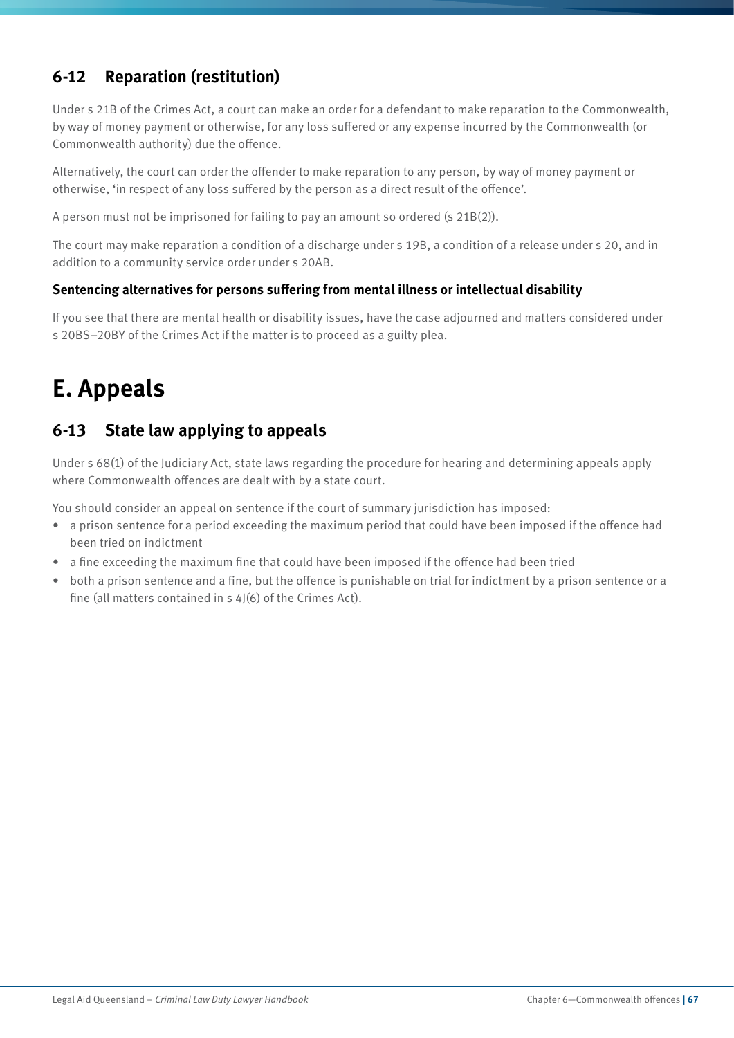## 6-12 Reparation (restitution)

Under s 21B of the Crimes Act, a court can make an order for a defendant to make reparation to the Commonwealth, by way of money payment or otherwise, for any loss suffered or any expense incurred by the Commonwealth (or Commonwealth authority) due the offence.

Alternatively, the court can order the offender to make reparation to any person, by way of money payment or otherwise, 'in respect of any loss suffered by the person as a direct result of the offence'.

A person must not be imprisoned for failing to pay an amount so ordered (s 21B(2)).

The court may make reparation a condition of a discharge under s 19B, a condition of a release under s 20, and in addition to a community service order under s 20AB.

### Sentencing alternatives for persons suffering from mental illness or intellectual disability

If you see that there are mental health or disability issues, have the case adjourned and matters considered under s 20BS–20BY of the Crimes Act if the matter is to proceed as a guilty plea.

# E. Appeals

## 6-13 State law applying to appeals

Under s 68(1) of the Judiciary Act, state laws regarding the procedure for hearing and determining appeals apply where Commonwealth offences are dealt with by a state court.

You should consider an appeal on sentence if the court of summary jurisdiction has imposed:

- a prison sentence for a period exceeding the maximum period that could have been imposed if the offence had been tried on indictment
- a fine exceeding the maximum fine that could have been imposed if the offence had been tried
- both a prison sentence and a fine, but the offence is punishable on trial for indictment by a prison sentence or a fine (all matters contained in s 4J(6) of the Crimes Act).